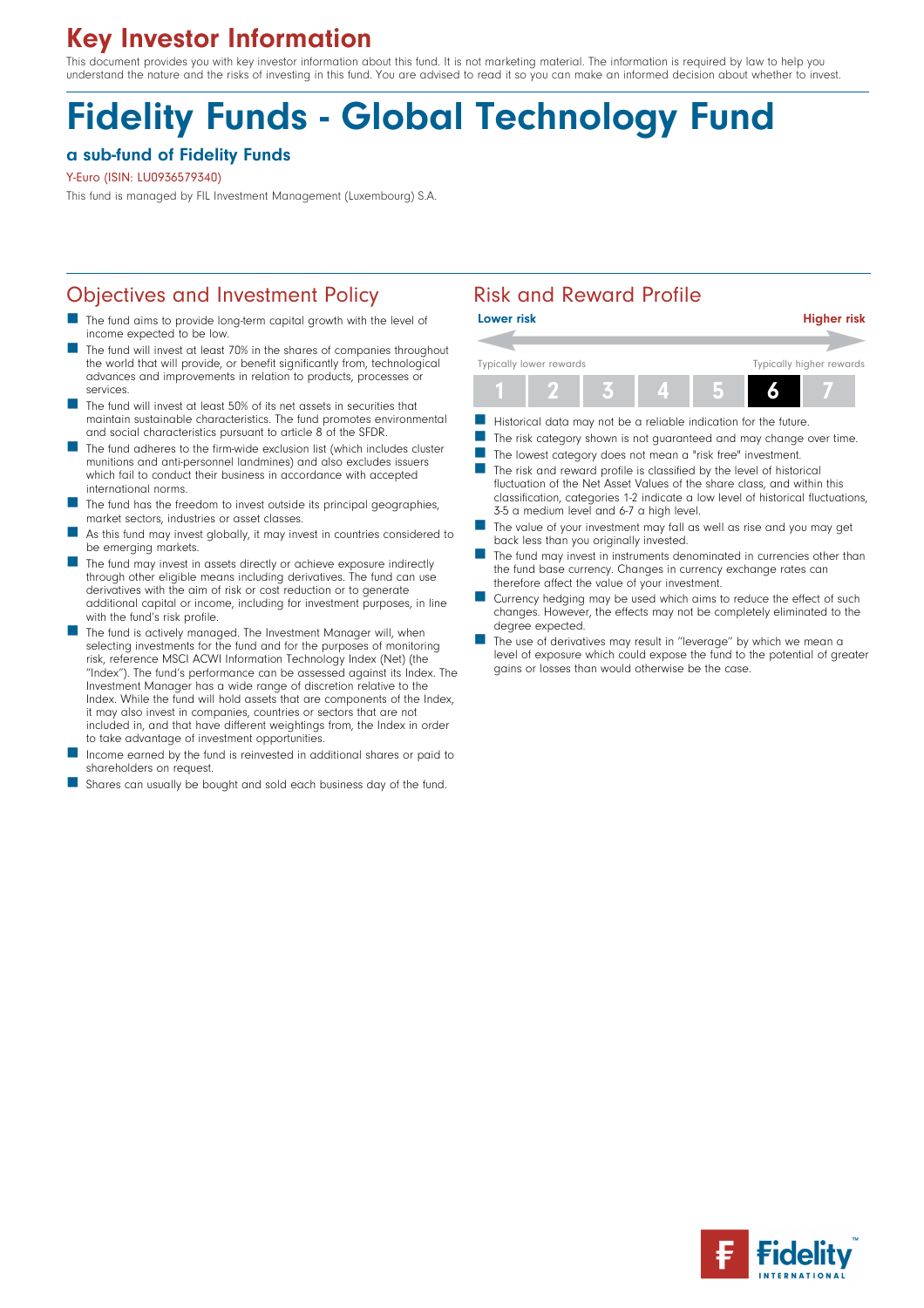# Key Investor Information

This document provides you with key investor information about this fund. It is not marketing material. The information is required by law to help you understand the nature and the risks of investing in this fund. You are advised to read it so you can make an informed decision about whether to invest.

# Fidelity Funds - Global Technology Fund

### a sub-fund of Fidelity Funds

Y-Euro (ISIN: LU0936579340)

This fund is managed by FIL Investment Management (Luxembourg) S.A.

## Objectives and Investment Policy

- The fund aims to provide long-term capital growth with the level of income expected to be low.
- The fund will invest at least 70% in the shares of companies throughout the world that will provide, or benefit significantly from, technological advances and improvements in relation to products, processes or services.
- The fund will invest at least 50% of its net assets in securities that maintain sustainable characteristics. The fund promotes environmental and social characteristics pursuant to article 8 of the SFDR.
- The fund adheres to the firm-wide exclusion list (which includes cluster munitions and anti-personnel landmines) and also excludes issuers which fail to conduct their business in accordance with accepted international norms.
- The fund has the freedom to invest outside its principal geographies, market sectors, industries or asset classes.
- As this fund may invest globally, it may invest in countries considered to be emerging markets.
- The fund may invest in assets directly or achieve exposure indirectly through other eligible means including derivatives. The fund can use derivatives with the aim of risk or cost reduction or to generate additional capital or income, including for investment purposes, in line with the fund's risk profile.
- The fund is actively managed. The Investment Manager will, when selecting investments for the fund and for the purposes of monitoring risk, reference MSCI ACWI Information Technology Index (Net) (the "Index"). The fund's performance can be assessed against its Index. The Investment Manager has a wide range of discretion relative to the Index. While the fund will hold assets that are components of the Index, it may also invest in companies, countries or sectors that are not included in, and that have different weightings from, the Index in order to take advantage of investment opportunities.
- Income earned by the fund is reinvested in additional shares or paid to shareholders on request.
- Shares can usually be bought and sold each business day of the fund.

## Risk and Reward Profile

**Lower risk** — **Higher risk**

Typically lower rewards — Typically higher rewards

| 1 | 2 | 3 | 4 | 5 | **6** | 7 |
|---|---|---|---|---|---|---|

- Historical data may not be a reliable indication for the future.
- The risk category shown is not guaranteed and may change over time.
- The lowest category does not mean a "risk free" investment.
- The risk and reward profile is classified by the level of historical fluctuation of the Net Asset Values of the share class, and within this classification, categories 1-2 indicate a low level of historical fluctuations, 3-5 a medium level and 6-7 a high level.
- The value of your investment may fall as well as rise and you may get back less than you originally invested.
- The fund may invest in instruments denominated in currencies other than the fund base currency. Changes in currency exchange rates can therefore affect the value of your investment.
- Currency hedging may be used which aims to reduce the effect of such changes. However, the effects may not be completely eliminated to the degree expected.
- The use of derivatives may result in "leverage" by which we mean a level of exposure which could expose the fund to the potential of greater gains or losses than would otherwise be the case.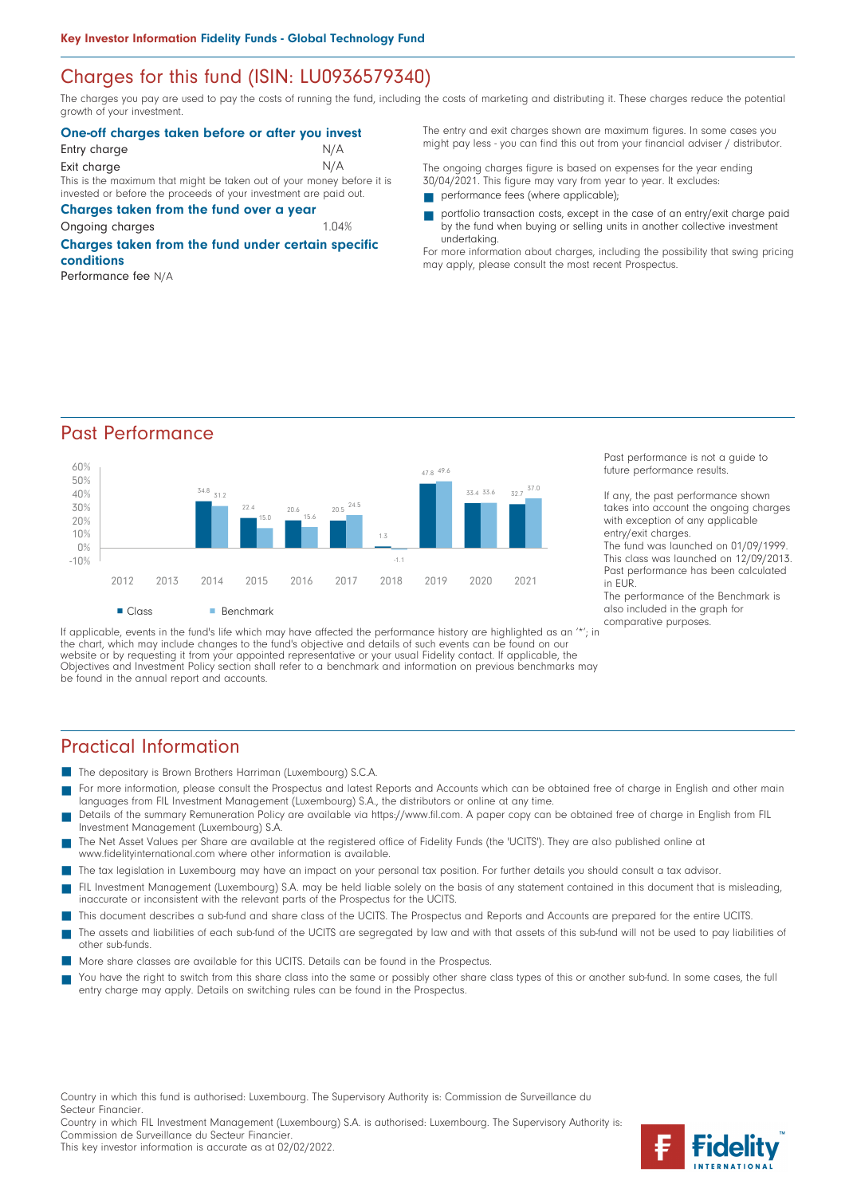Key Investor Information Fidelity Funds - Global Technology Fund

## Charges for this fund (ISIN: LU0936579340)

The charges you pay are used to pay the costs of running the fund, including the costs of marketing and distributing it. These charges reduce the potential growth of your investment.

### One-off charges taken before or after you invest

| | |
|---|---|
| Entry charge | N/A |
| Exit charge | N/A |

This is the maximum that might be taken out of your money before it is invested or before the proceeds of your investment are paid out.

### Charges taken from the fund over a year

| | |
|---|---|
| Ongoing charges | 1.04% |

### Charges taken from the fund under specific conditions

Performance fee N/A

The entry and exit charges shown are maximum figures. In some cases you might pay less - you can find this out from your financial adviser / distributor.

The ongoing charges figure is based on expenses for the year ending 30/04/2021. This figure may vary from year to year. It excludes:

- performance fees (where applicable);
- portfolio transaction costs, except in the case of an entry/exit charge paid by the fund when buying or selling units in another collective investment undertaking.

For more information about charges, including the possibility that swing pricing may apply, please consult the most recent Prospectus.

## Past Performance

60%
50%
40%
30%
20%
10%
0%
-10%

2012 2013 2014 2015 2016 2017 2018 2019 2020 2021

34.8 31.2
22.4 15.0
20.6 15.6
20.5 24.5
1.3 -1.1
47.8 49.6
33.4 33.6
32.7 37.0

Class Benchmark

Past performance is not a guide to future performance results.

If any, the past performance shown takes into account the ongoing charges with exception of any applicable entry/exit charges.
The fund was launched on 01/09/1999. This class was launched on 12/09/2013.
Past performance has been calculated in EUR.
The performance of the Benchmark is also included in the graph for comparative purposes.

If applicable, events in the fund's life which may have affected the performance history are highlighted as an '*' in the chart, which may include changes to the fund's objective and details of such events can be found on our website or by requesting it from your appointed representative or your usual Fidelity contact. If applicable, the Objectives and Investment Policy section shall refer to a benchmark and information on previous benchmarks may be found in the annual report and accounts.

## Practical Information

- The depositary is Brown Brothers Harriman (Luxembourg) S.C.A.
- For more information, please consult the Prospectus and latest Reports and Accounts which can be obtained free of charge in English and other main languages from FIL Investment Management (Luxembourg) S.A., the distributors or online at any time.
- Details of the summary Remuneration Policy are available via https://www.fil.com. A paper copy can be obtained free of charge in English from FIL Investment Management (Luxembourg) S.A.
- The Net Asset Values per Share are available at the registered office of Fidelity Funds (the 'UCITS'). They are also published online at www.fidelityinternational.com where other information is available.
- The tax legislation in Luxembourg may have an impact on your personal tax position. For further details you should consult a tax advisor.
- FIL Investment Management (Luxembourg) S.A. may be held liable solely on the basis of any statement contained in this document that is misleading, inaccurate or inconsistent with the relevant parts of the Prospectus for the UCITS.
- This document describes a sub-fund and share class of the UCITS. The Prospectus and Reports and Accounts are prepared for the entire UCITS.
- The assets and liabilities of each sub-fund of the UCITS are segregated by law and with that assets of this sub-fund will not be used to pay liabilities of other sub-funds.
- More share classes are available for this UCITS. Details can be found in the Prospectus.
- You have the right to switch from this share class into the same or possibly other share class types of this or another sub-fund. In some cases, the full entry charge may apply. Details on switching rules can be found in the Prospectus.

Country in which this fund is authorised: Luxembourg. The Supervisory Authority is: Commission de Surveillance du Secteur Financier.
Country in which FIL Investment Management (Luxembourg) S.A. is authorised: Luxembourg. The Supervisory Authority is: Commission de Surveillance du Secteur Financier.
This key investor information is accurate as at 02/02/2022.